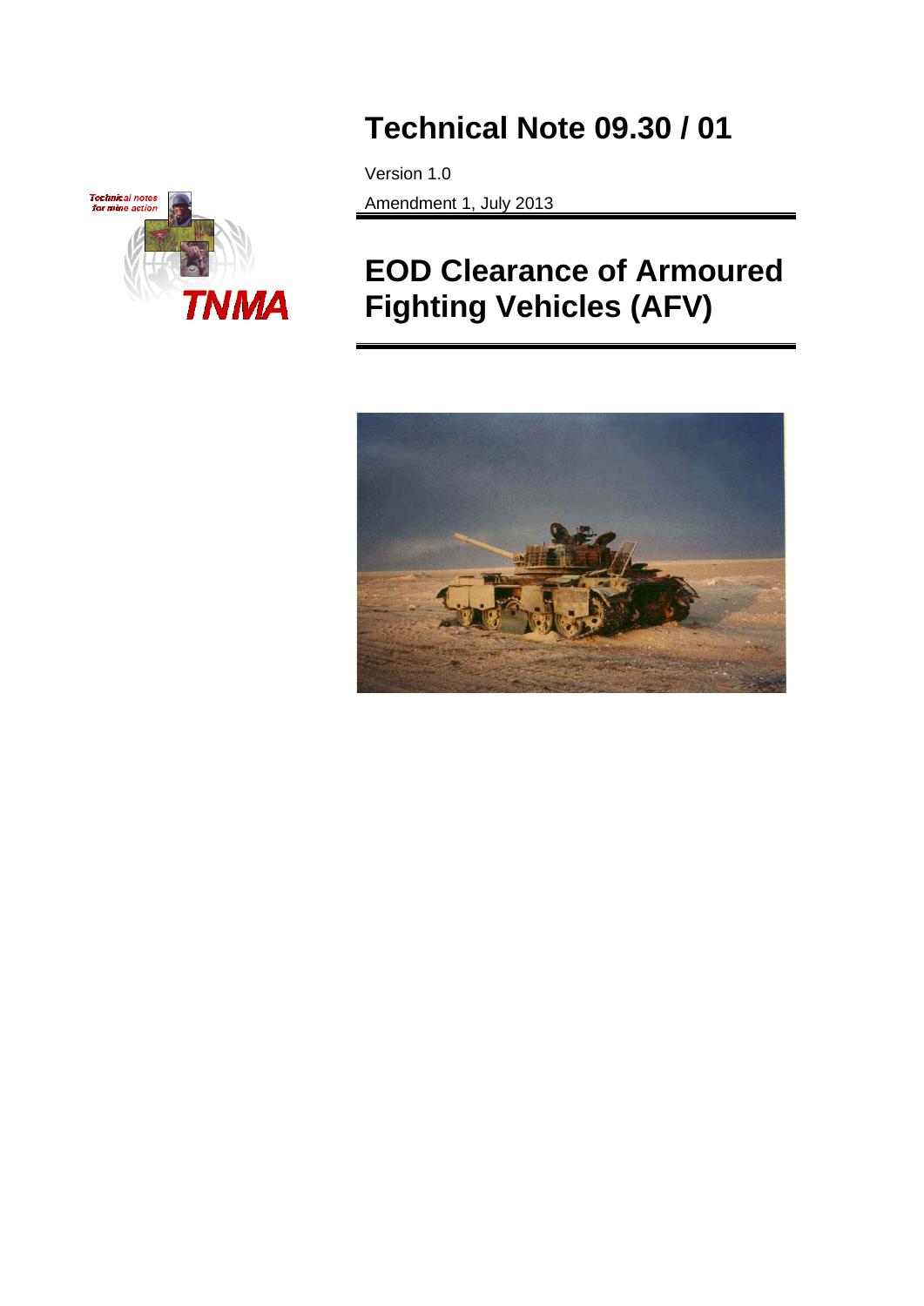# Technical Note 09.30 / 01

Version 1.0

Amendment 1, July 2013

# EOD Clearance of Armoured Fighting Vehicles (AFV)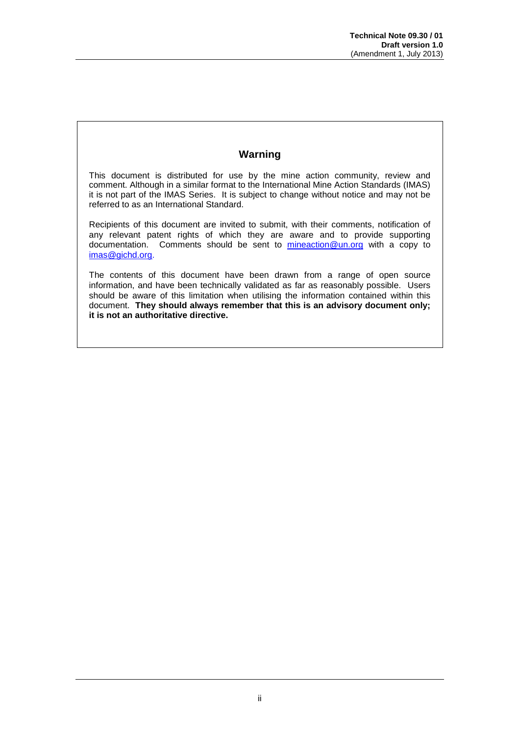## Warning

This document is distributed for use by the mine action community, review and comment. Although in a similar format to the International Mine Action Standards (IMAS) it is not part of the IMAS Series. It is subject to change without notice and may not be referred to as an International Standard.

Recipients of this document are invited to submit, with their comments, notification of any relevant patent rights of which they are aware and to provide supporting documentation. Comments should be sent to mineaction@un.org with a copy to imas@gichd.org.

The contents of this document have been drawn from a range of open source information, and have been technically validated as far as reasonably possible. Users should be aware of this limitation when utilising the information contained within this document. **They should always remember that this is an advisory document only; it is not an authoritative directive.**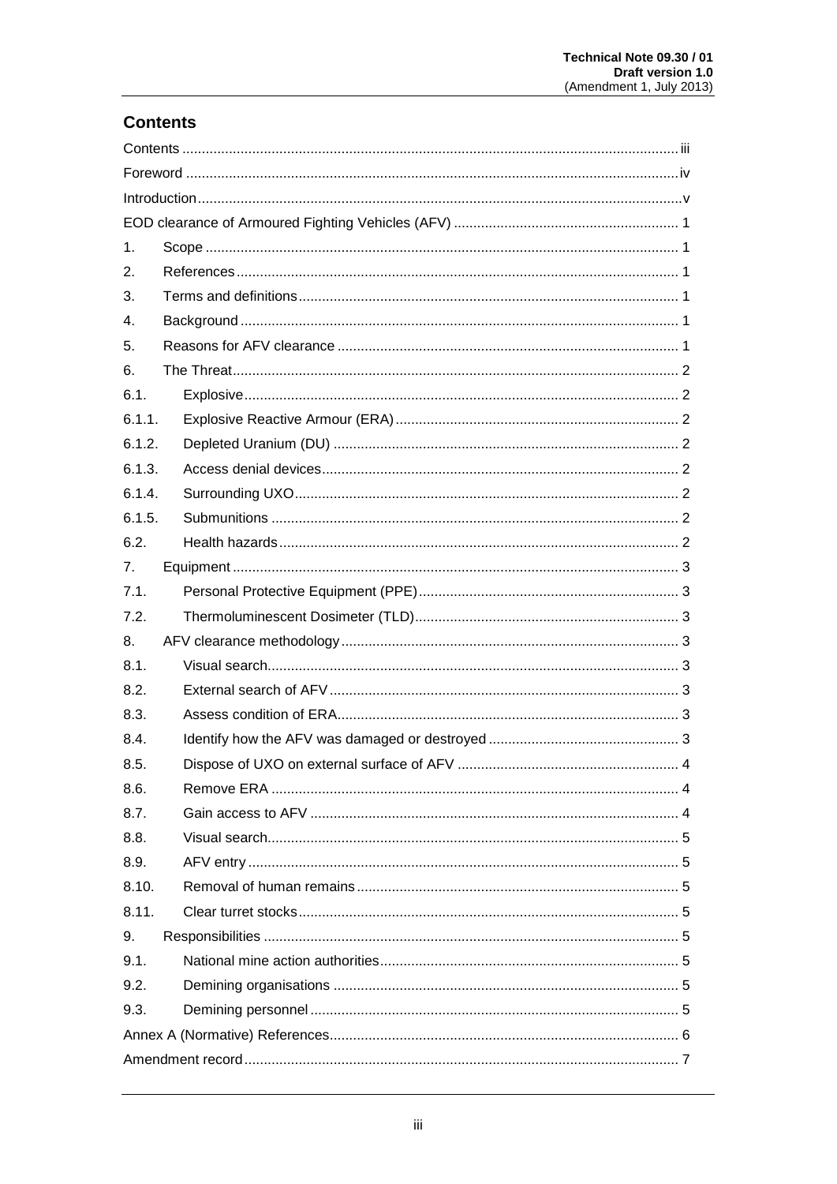## Contents

Contents ..... iii

Foreword ..... iv

Introduction ..... v

EOD clearance of Armoured Fighting Vehicles (AFV) ..... 1

1. Scope ..... 1
2. References ..... 1
3. Terms and definitions ..... 1
4. Background ..... 1
5. Reasons for AFV clearance ..... 1
6. The Threat ..... 2

6.1. Explosive ..... 2

6.1.1. Explosive Reactive Armour (ERA) ..... 2

6.1.2. Depleted Uranium (DU) ..... 2

6.1.3. Access denial devices ..... 2

6.1.4. Surrounding UXO ..... 2

6.1.5. Submunitions ..... 2

6.2. Health hazards ..... 2

7. Equipment ..... 3

7.1. Personal Protective Equipment (PPE) ..... 3

7.2. Thermoluminescent Dosimeter (TLD) ..... 3

8. AFV clearance methodology ..... 3

8.1. Visual search ..... 3

8.2. External search of AFV ..... 3

8.3. Assess condition of ERA ..... 3

8.4. Identify how the AFV was damaged or destroyed ..... 3

8.5. Dispose of UXO on external surface of AFV ..... 4

8.6. Remove ERA ..... 4

8.7. Gain access to AFV ..... 4

8.8. Visual search ..... 5

8.9. AFV entry ..... 5

8.10. Removal of human remains ..... 5

8.11. Clear turret stocks ..... 5

9. Responsibilities ..... 5

9.1. National mine action authorities ..... 5

9.2. Demining organisations ..... 5

9.3. Demining personnel ..... 5

Annex A (Normative) References ..... 6

Amendment record ..... 7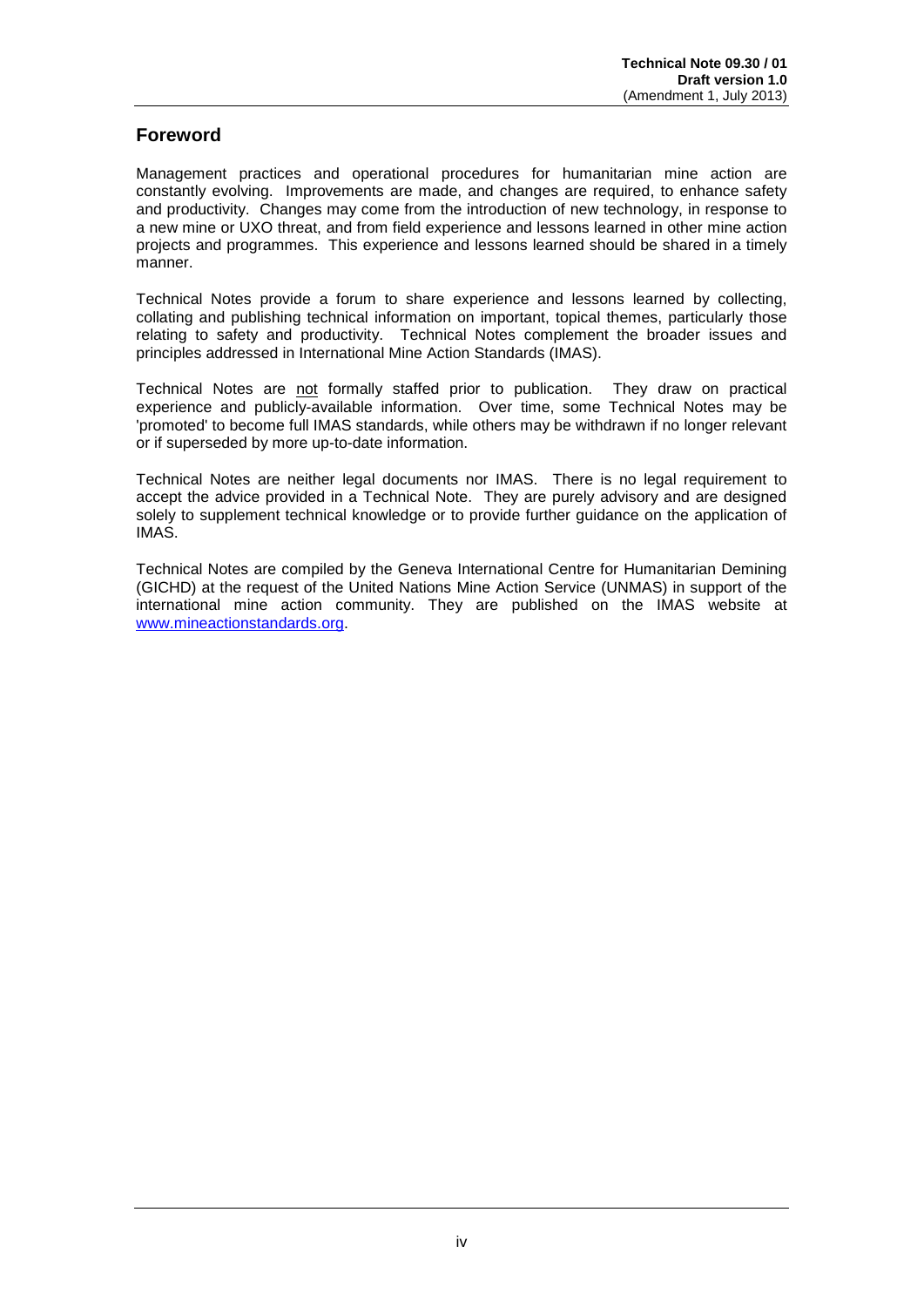## Foreword

Management practices and operational procedures for humanitarian mine action are constantly evolving. Improvements are made, and changes are required, to enhance safety and productivity. Changes may come from the introduction of new technology, in response to a new mine or UXO threat, and from field experience and lessons learned in other mine action projects and programmes. This experience and lessons learned should be shared in a timely manner.

Technical Notes provide a forum to share experience and lessons learned by collecting, collating and publishing technical information on important, topical themes, particularly those relating to safety and productivity. Technical Notes complement the broader issues and principles addressed in International Mine Action Standards (IMAS).

Technical Notes are not formally staffed prior to publication. They draw on practical experience and publicly-available information. Over time, some Technical Notes may be 'promoted' to become full IMAS standards, while others may be withdrawn if no longer relevant or if superseded by more up-to-date information.

Technical Notes are neither legal documents nor IMAS. There is no legal requirement to accept the advice provided in a Technical Note. They are purely advisory and are designed solely to supplement technical knowledge or to provide further guidance on the application of IMAS.

Technical Notes are compiled by the Geneva International Centre for Humanitarian Demining (GICHD) at the request of the United Nations Mine Action Service (UNMAS) in support of the international mine action community. They are published on the IMAS website at www.mineactionstandards.org.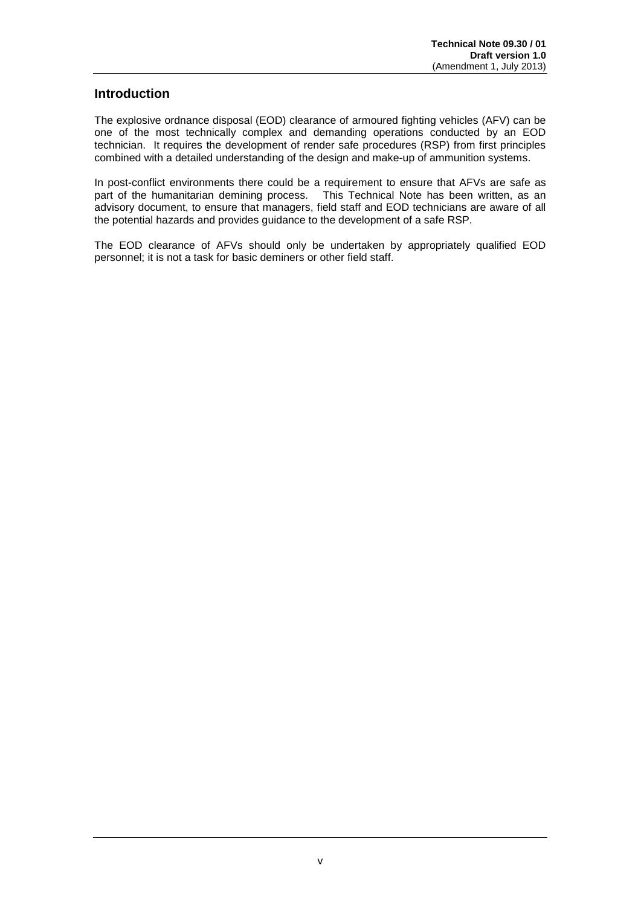## Introduction

The explosive ordnance disposal (EOD) clearance of armoured fighting vehicles (AFV) can be one of the most technically complex and demanding operations conducted by an EOD technician. It requires the development of render safe procedures (RSP) from first principles combined with a detailed understanding of the design and make-up of ammunition systems.

In post-conflict environments there could be a requirement to ensure that AFVs are safe as part of the humanitarian demining process. This Technical Note has been written, as an advisory document, to ensure that managers, field staff and EOD technicians are aware of all the potential hazards and provides guidance to the development of a safe RSP.

The EOD clearance of AFVs should only be undertaken by appropriately qualified EOD personnel; it is not a task for basic deminers or other field staff.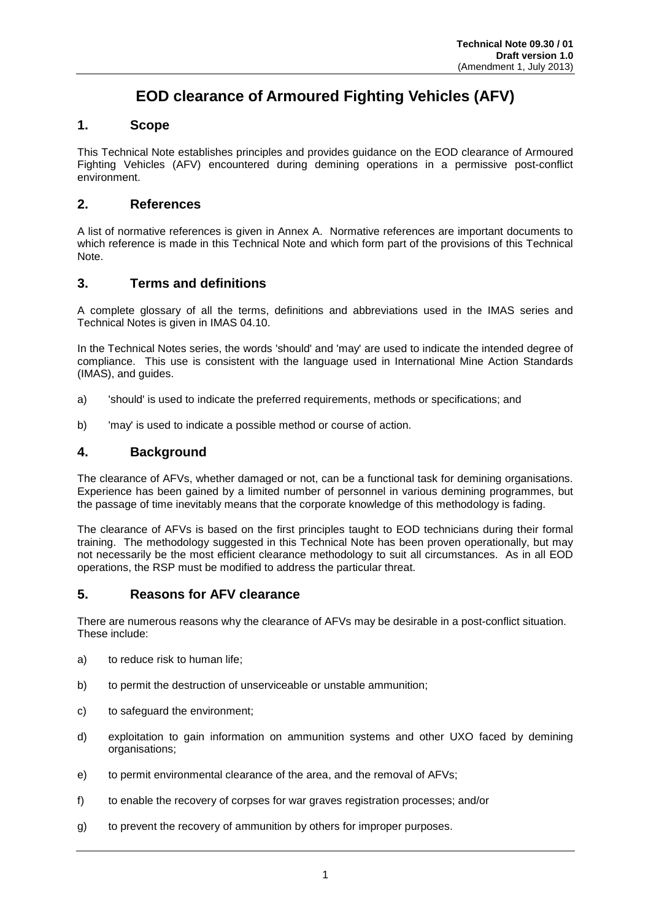# EOD clearance of Armoured Fighting Vehicles (AFV)

## 1. Scope

This Technical Note establishes principles and provides guidance on the EOD clearance of Armoured Fighting Vehicles (AFV) encountered during demining operations in a permissive post-conflict environment.

## 2. References

A list of normative references is given in Annex A. Normative references are important documents to which reference is made in this Technical Note and which form part of the provisions of this Technical Note.

## 3. Terms and definitions

A complete glossary of all the terms, definitions and abbreviations used in the IMAS series and Technical Notes is given in IMAS 04.10.

In the Technical Notes series, the words 'should' and 'may' are used to indicate the intended degree of compliance. This use is consistent with the language used in International Mine Action Standards (IMAS), and guides.

a) 'should' is used to indicate the preferred requirements, methods or specifications; and

b) 'may' is used to indicate a possible method or course of action.

## 4. Background

The clearance of AFVs, whether damaged or not, can be a functional task for demining organisations. Experience has been gained by a limited number of personnel in various demining programmes, but the passage of time inevitably means that the corporate knowledge of this methodology is fading.

The clearance of AFVs is based on the first principles taught to EOD technicians during their formal training. The methodology suggested in this Technical Note has been proven operationally, but may not necessarily be the most efficient clearance methodology to suit all circumstances. As in all EOD operations, the RSP must be modified to address the particular threat.

## 5. Reasons for AFV clearance

There are numerous reasons why the clearance of AFVs may be desirable in a post-conflict situation. These include:

a) to reduce risk to human life;

b) to permit the destruction of unserviceable or unstable ammunition;

c) to safeguard the environment;

d) exploitation to gain information on ammunition systems and other UXO faced by demining organisations;

e) to permit environmental clearance of the area, and the removal of AFVs;

f) to enable the recovery of corpses for war graves registration processes; and/or

g) to prevent the recovery of ammunition by others for improper purposes.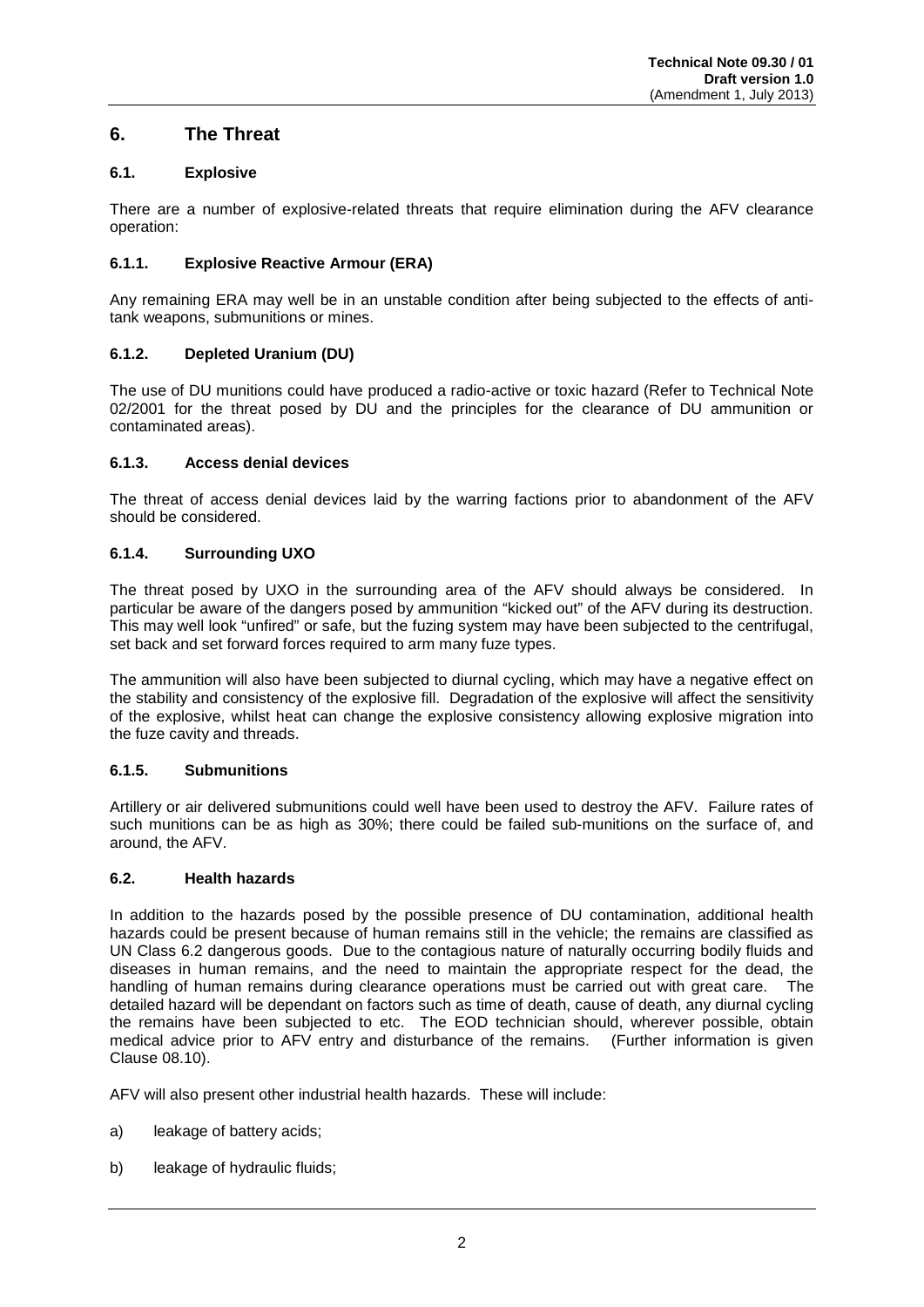## 6. The Threat

### 6.1. Explosive

There are a number of explosive-related threats that require elimination during the AFV clearance operation:

#### 6.1.1. Explosive Reactive Armour (ERA)

Any remaining ERA may well be in an unstable condition after being subjected to the effects of anti-tank weapons, submunitions or mines.

#### 6.1.2. Depleted Uranium (DU)

The use of DU munitions could have produced a radio-active or toxic hazard (Refer to Technical Note 02/2001 for the threat posed by DU and the principles for the clearance of DU ammunition or contaminated areas).

#### 6.1.3. Access denial devices

The threat of access denial devices laid by the warring factions prior to abandonment of the AFV should be considered.

#### 6.1.4. Surrounding UXO

The threat posed by UXO in the surrounding area of the AFV should always be considered. In particular be aware of the dangers posed by ammunition "kicked out" of the AFV during its destruction. This may well look "unfired" or safe, but the fuzing system may have been subjected to the centrifugal, set back and set forward forces required to arm many fuze types.

The ammunition will also have been subjected to diurnal cycling, which may have a negative effect on the stability and consistency of the explosive fill. Degradation of the explosive will affect the sensitivity of the explosive, whilst heat can change the explosive consistency allowing explosive migration into the fuze cavity and threads.

#### 6.1.5. Submunitions

Artillery or air delivered submunitions could well have been used to destroy the AFV. Failure rates of such munitions can be as high as 30%; there could be failed sub-munitions on the surface of, and around, the AFV.

### 6.2. Health hazards

In addition to the hazards posed by the possible presence of DU contamination, additional health hazards could be present because of human remains still in the vehicle; the remains are classified as UN Class 6.2 dangerous goods. Due to the contagious nature of naturally occurring bodily fluids and diseases in human remains, and the need to maintain the appropriate respect for the dead, the handling of human remains during clearance operations must be carried out with great care. The detailed hazard will be dependant on factors such as time of death, cause of death, any diurnal cycling the remains have been subjected to etc. The EOD technician should, wherever possible, obtain medical advice prior to AFV entry and disturbance of the remains. (Further information is given Clause 08.10).

AFV will also present other industrial health hazards. These will include:

a) leakage of battery acids;

b) leakage of hydraulic fluids;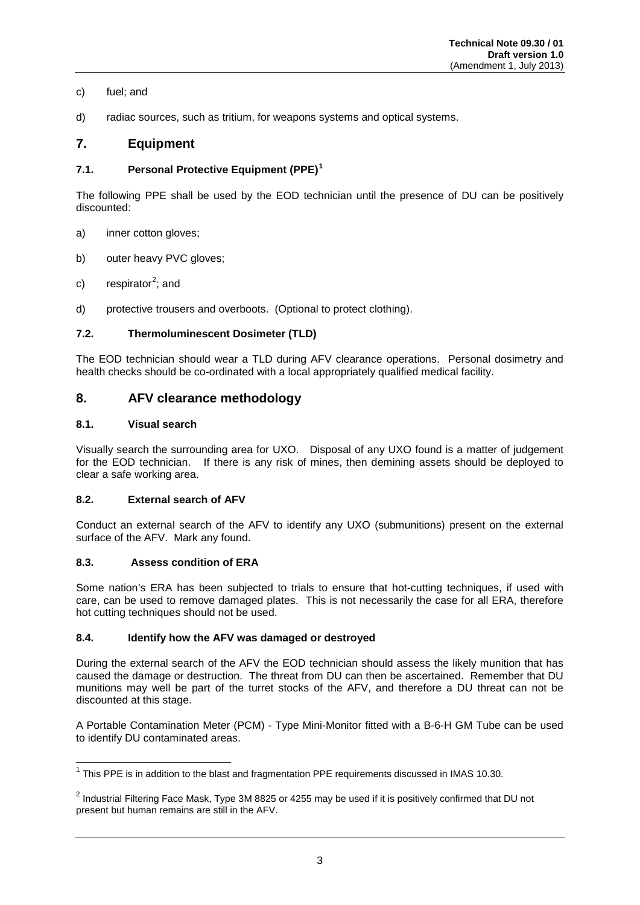c) fuel; and

d) radiac sources, such as tritium, for weapons systems and optical systems.

## 7. Equipment

### 7.1. Personal Protective Equipment (PPE)[1]

The following PPE shall be used by the EOD technician until the presence of DU can be positively discounted:

a) inner cotton gloves;

b) outer heavy PVC gloves;

c) respirator[2]; and

d) protective trousers and overboots. (Optional to protect clothing).

### 7.2. Thermoluminescent Dosimeter (TLD)

The EOD technician should wear a TLD during AFV clearance operations. Personal dosimetry and health checks should be co-ordinated with a local appropriately qualified medical facility.

## 8. AFV clearance methodology

### 8.1. Visual search

Visually search the surrounding area for UXO. Disposal of any UXO found is a matter of judgement for the EOD technician. If there is any risk of mines, then demining assets should be deployed to clear a safe working area.

### 8.2. External search of AFV

Conduct an external search of the AFV to identify any UXO (submunitions) present on the external surface of the AFV. Mark any found.

### 8.3. Assess condition of ERA

Some nation's ERA has been subjected to trials to ensure that hot-cutting techniques, if used with care, can be used to remove damaged plates. This is not necessarily the case for all ERA, therefore hot cutting techniques should not be used.

### 8.4. Identify how the AFV was damaged or destroyed

During the external search of the AFV the EOD technician should assess the likely munition that has caused the damage or destruction. The threat from DU can then be ascertained. Remember that DU munitions may well be part of the turret stocks of the AFV, and therefore a DU threat can not be discounted at this stage.

A Portable Contamination Meter (PCM) - Type Mini-Monitor fitted with a B-6-H GM Tube can be used to identify DU contaminated areas.

---

[1] This PPE is in addition to the blast and fragmentation PPE requirements discussed in IMAS 10.30.

[2] Industrial Filtering Face Mask, Type 3M 8825 or 4255 may be used if it is positively confirmed that DU not present but human remains are still in the AFV.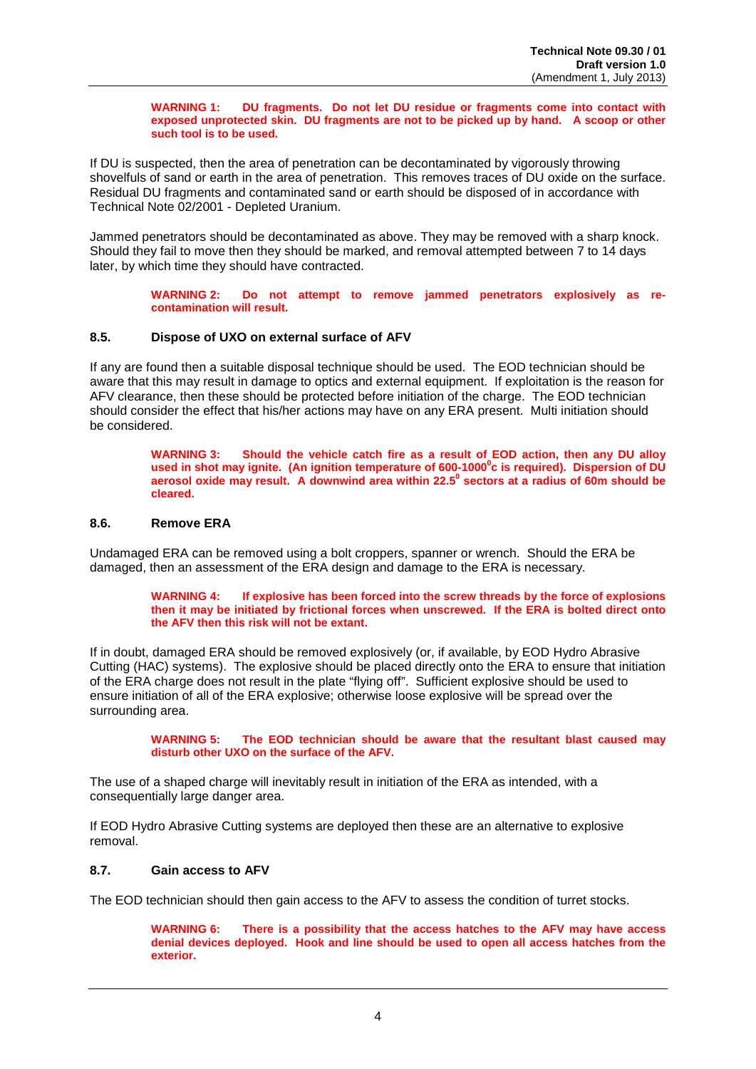**WARNING 1: DU fragments. Do not let DU residue or fragments come into contact with exposed unprotected skin. DU fragments are not to be picked up by hand. A scoop or other such tool is to be used.**

If DU is suspected, then the area of penetration can be decontaminated by vigorously throwing shovelfuls of sand or earth in the area of penetration. This removes traces of DU oxide on the surface. Residual DU fragments and contaminated sand or earth should be disposed of in accordance with Technical Note 02/2001 - Depleted Uranium.

Jammed penetrators should be decontaminated as above. They may be removed with a sharp knock. Should they fail to move then they should be marked, and removal attempted between 7 to 14 days later, by which time they should have contracted.

**WARNING 2: Do not attempt to remove jammed penetrators explosively as re-contamination will result.**

### 8.5. Dispose of UXO on external surface of AFV

If any are found then a suitable disposal technique should be used. The EOD technician should be aware that this may result in damage to optics and external equipment. If exploitation is the reason for AFV clearance, then these should be protected before initiation of the charge. The EOD technician should consider the effect that his/her actions may have on any ERA present. Multi initiation should be considered.

**WARNING 3: Should the vehicle catch fire as a result of EOD action, then any DU alloy used in shot may ignite. (An ignition temperature of 600-1000$^0$c is required). Dispersion of DU aerosol oxide may result. A downwind area within 22.5$^0$ sectors at a radius of 60m should be cleared.**

### 8.6. Remove ERA

Undamaged ERA can be removed using a bolt croppers, spanner or wrench. Should the ERA be damaged, then an assessment of the ERA design and damage to the ERA is necessary.

**WARNING 4: If explosive has been forced into the screw threads by the force of explosions then it may be initiated by frictional forces when unscrewed. If the ERA is bolted direct onto the AFV then this risk will not be extant.**

If in doubt, damaged ERA should be removed explosively (or, if available, by EOD Hydro Abrasive Cutting (HAC) systems). The explosive should be placed directly onto the ERA to ensure that initiation of the ERA charge does not result in the plate "flying off". Sufficient explosive should be used to ensure initiation of all of the ERA explosive; otherwise loose explosive will be spread over the surrounding area.

**WARNING 5: The EOD technician should be aware that the resultant blast caused may disturb other UXO on the surface of the AFV.**

The use of a shaped charge will inevitably result in initiation of the ERA as intended, with a consequentially large danger area.

If EOD Hydro Abrasive Cutting systems are deployed then these are an alternative to explosive removal.

### 8.7. Gain access to AFV

The EOD technician should then gain access to the AFV to assess the condition of turret stocks.

**WARNING 6: There is a possibility that the access hatches to the AFV may have access denial devices deployed. Hook and line should be used to open all access hatches from the exterior.**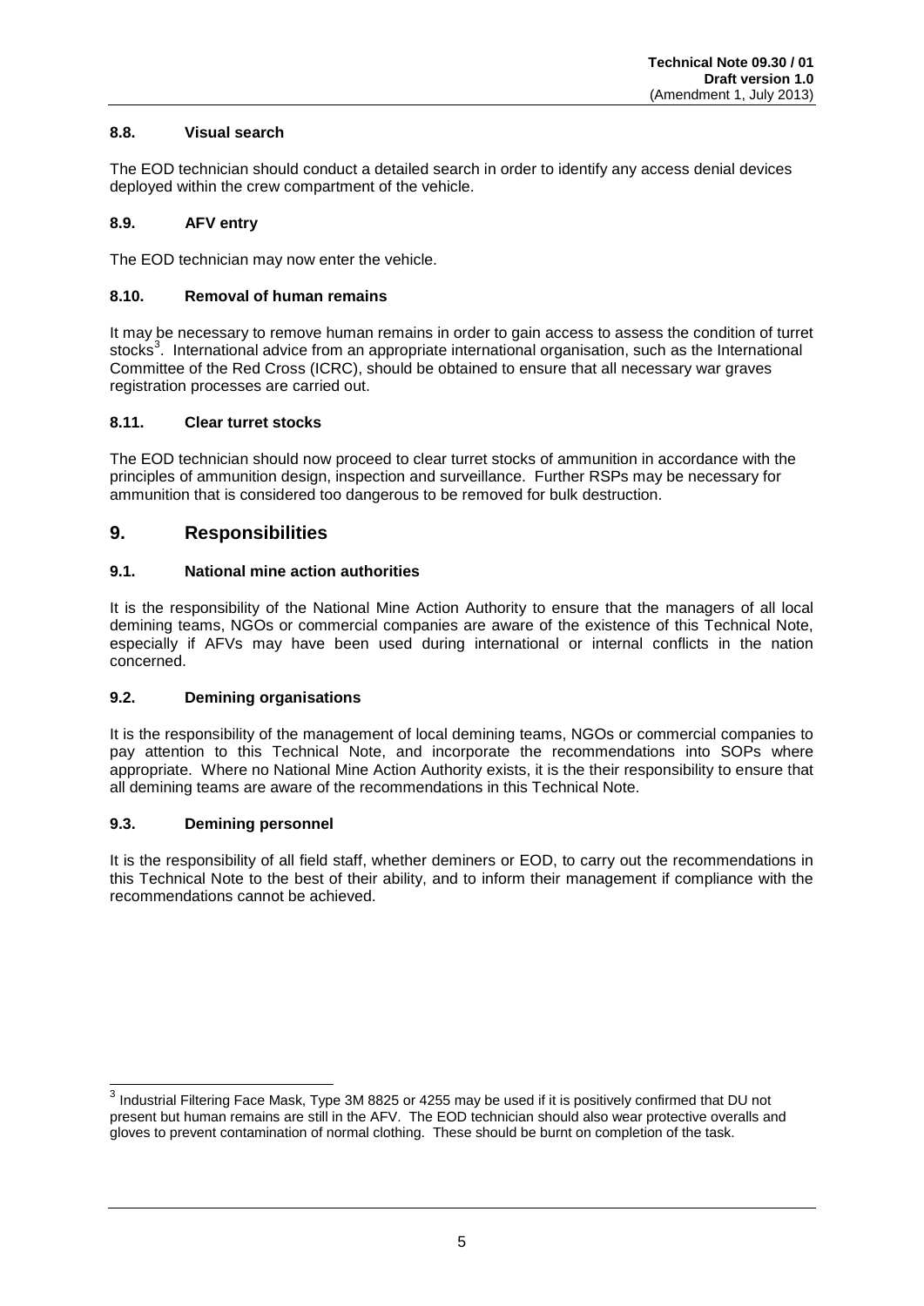### 8.8. Visual search

The EOD technician should conduct a detailed search in order to identify any access denial devices deployed within the crew compartment of the vehicle.

### 8.9. AFV entry

The EOD technician may now enter the vehicle.

### 8.10. Removal of human remains

It may be necessary to remove human remains in order to gain access to assess the condition of turret stocks[3]. International advice from an appropriate international organisation, such as the International Committee of the Red Cross (ICRC), should be obtained to ensure that all necessary war graves registration processes are carried out.

### 8.11. Clear turret stocks

The EOD technician should now proceed to clear turret stocks of ammunition in accordance with the principles of ammunition design, inspection and surveillance. Further RSPs may be necessary for ammunition that is considered too dangerous to be removed for bulk destruction.

## 9. Responsibilities

### 9.1. National mine action authorities

It is the responsibility of the National Mine Action Authority to ensure that the managers of all local demining teams, NGOs or commercial companies are aware of the existence of this Technical Note, especially if AFVs may have been used during international or internal conflicts in the nation concerned.

### 9.2. Demining organisations

It is the responsibility of the management of local demining teams, NGOs or commercial companies to pay attention to this Technical Note, and incorporate the recommendations into SOPs where appropriate. Where no National Mine Action Authority exists, it is the their responsibility to ensure that all demining teams are aware of the recommendations in this Technical Note.

### 9.3. Demining personnel

It is the responsibility of all field staff, whether deminers or EOD, to carry out the recommendations in this Technical Note to the best of their ability, and to inform their management if compliance with the recommendations cannot be achieved.

---

[3] Industrial Filtering Face Mask, Type 3M 8825 or 4255 may be used if it is positively confirmed that DU not present but human remains are still in the AFV. The EOD technician should also wear protective overalls and gloves to prevent contamination of normal clothing. These should be burnt on completion of the task.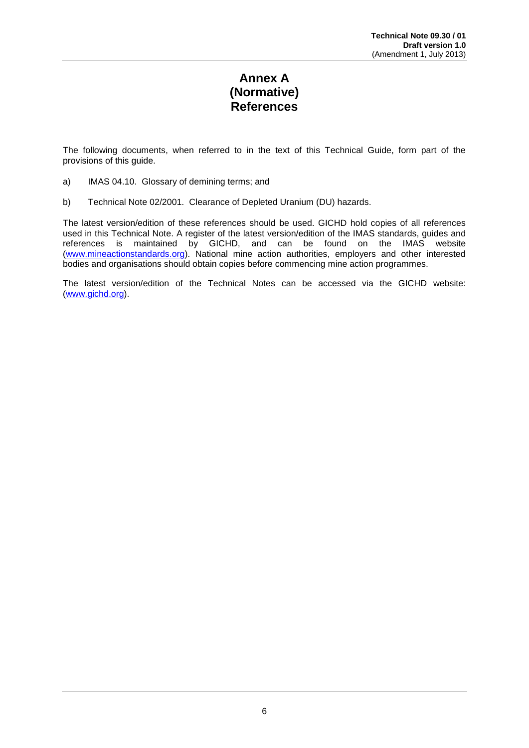# Annex A
# (Normative)
# References

The following documents, when referred to in the text of this Technical Guide, form part of the provisions of this guide.

a) IMAS 04.10. Glossary of demining terms; and

b) Technical Note 02/2001. Clearance of Depleted Uranium (DU) hazards.

The latest version/edition of these references should be used. GICHD hold copies of all references used in this Technical Note. A register of the latest version/edition of the IMAS standards, guides and references is maintained by GICHD, and can be found on the IMAS website (www.mineactionstandards.org). National mine action authorities, employers and other interested bodies and organisations should obtain copies before commencing mine action programmes.

The latest version/edition of the Technical Notes can be accessed via the GICHD website: (www.gichd.org).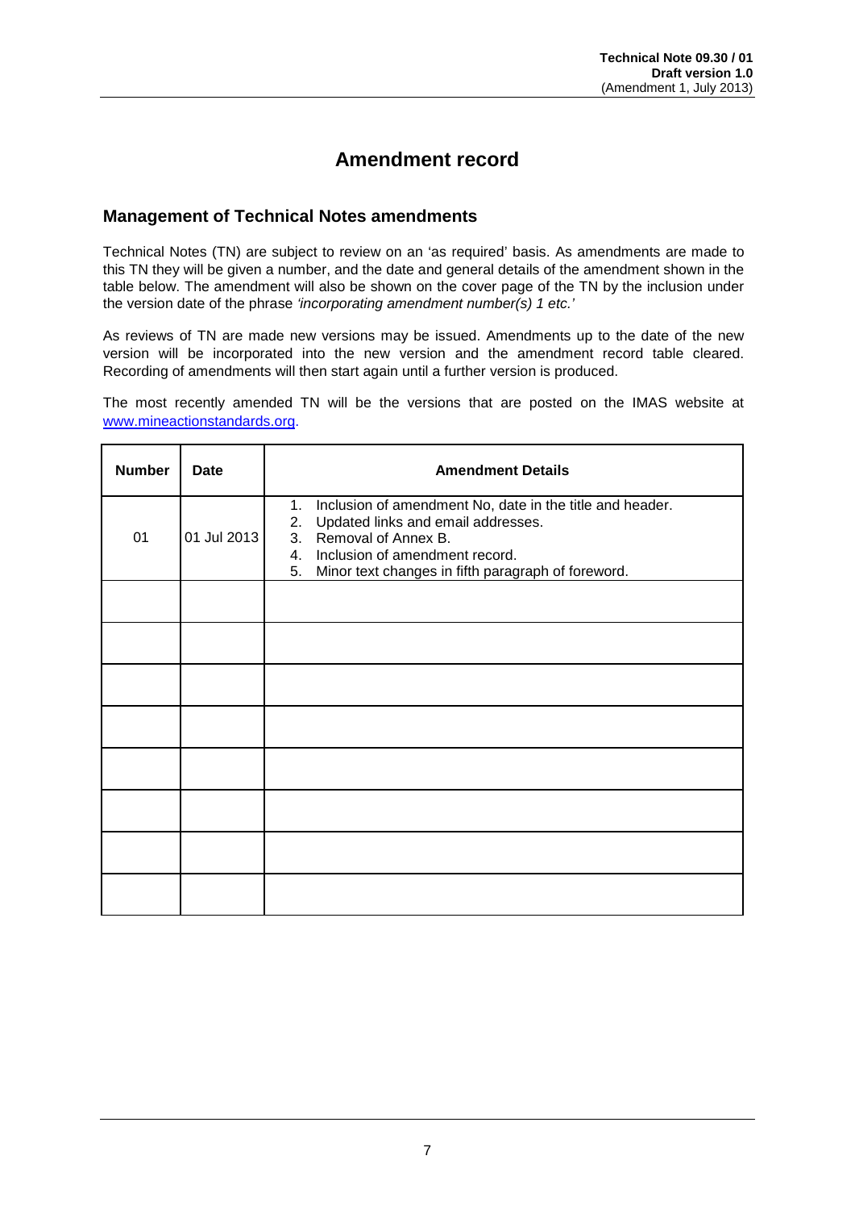# Amendment record

## Management of Technical Notes amendments

Technical Notes (TN) are subject to review on an 'as required' basis. As amendments are made to this TN they will be given a number, and the date and general details of the amendment shown in the table below. The amendment will also be shown on the cover page of the TN by the inclusion under the version date of the phrase *'incorporating amendment number(s) 1 etc.'*

As reviews of TN are made new versions may be issued. Amendments up to the date of the new version will be incorporated into the new version and the amendment record table cleared. Recording of amendments will then start again until a further version is produced.

The most recently amended TN will be the versions that are posted on the IMAS website at www.mineactionstandards.org.

| Number | Date | Amendment Details |
|---|---|---|
| 01 | 01 Jul 2013 | 1. Inclusion of amendment No, date in the title and header.<br>2. Updated links and email addresses.<br>3. Removal of Annex B.<br>4. Inclusion of amendment record.<br>5. Minor text changes in fifth paragraph of foreword. |
| | | |
| | | |
| | | |
| | | |
| | | |
| | | |
| | | |
| | | |